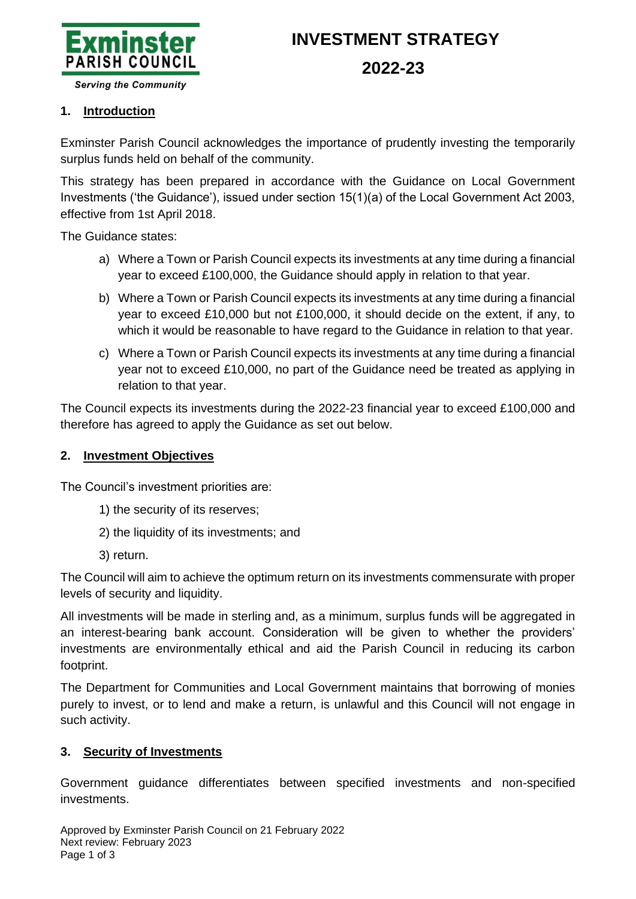Exminster PARISH COUNCIL

*Serving the Community*

# INVESTMENT STRATEGY 2022-23

## 1. Introduction

Exminster Parish Council acknowledges the importance of prudently investing the temporarily surplus funds held on behalf of the community.

This strategy has been prepared in accordance with the Guidance on Local Government Investments ('the Guidance'), issued under section 15(1)(a) of the Local Government Act 2003, effective from 1st April 2018.

The Guidance states:

a) Where a Town or Parish Council expects its investments at any time during a financial year to exceed £100,000, the Guidance should apply in relation to that year.

b) Where a Town or Parish Council expects its investments at any time during a financial year to exceed £10,000 but not £100,000, it should decide on the extent, if any, to which it would be reasonable to have regard to the Guidance in relation to that year.

c) Where a Town or Parish Council expects its investments at any time during a financial year not to exceed £10,000, no part of the Guidance need be treated as applying in relation to that year.

The Council expects its investments during the 2022-23 financial year to exceed £100,000 and therefore has agreed to apply the Guidance as set out below.

## 2. Investment Objectives

The Council's investment priorities are:

1) the security of its reserves;

2) the liquidity of its investments; and

3) return.

The Council will aim to achieve the optimum return on its investments commensurate with proper levels of security and liquidity.

All investments will be made in sterling and, as a minimum, surplus funds will be aggregated in an interest-bearing bank account. Consideration will be given to whether the providers' investments are environmentally ethical and aid the Parish Council in reducing its carbon footprint.

The Department for Communities and Local Government maintains that borrowing of monies purely to invest, or to lend and make a return, is unlawful and this Council will not engage in such activity.

## 3. Security of Investments

Government guidance differentiates between specified investments and non-specified investments.

Approved by Exminster Parish Council on 21 February 2022
Next review: February 2023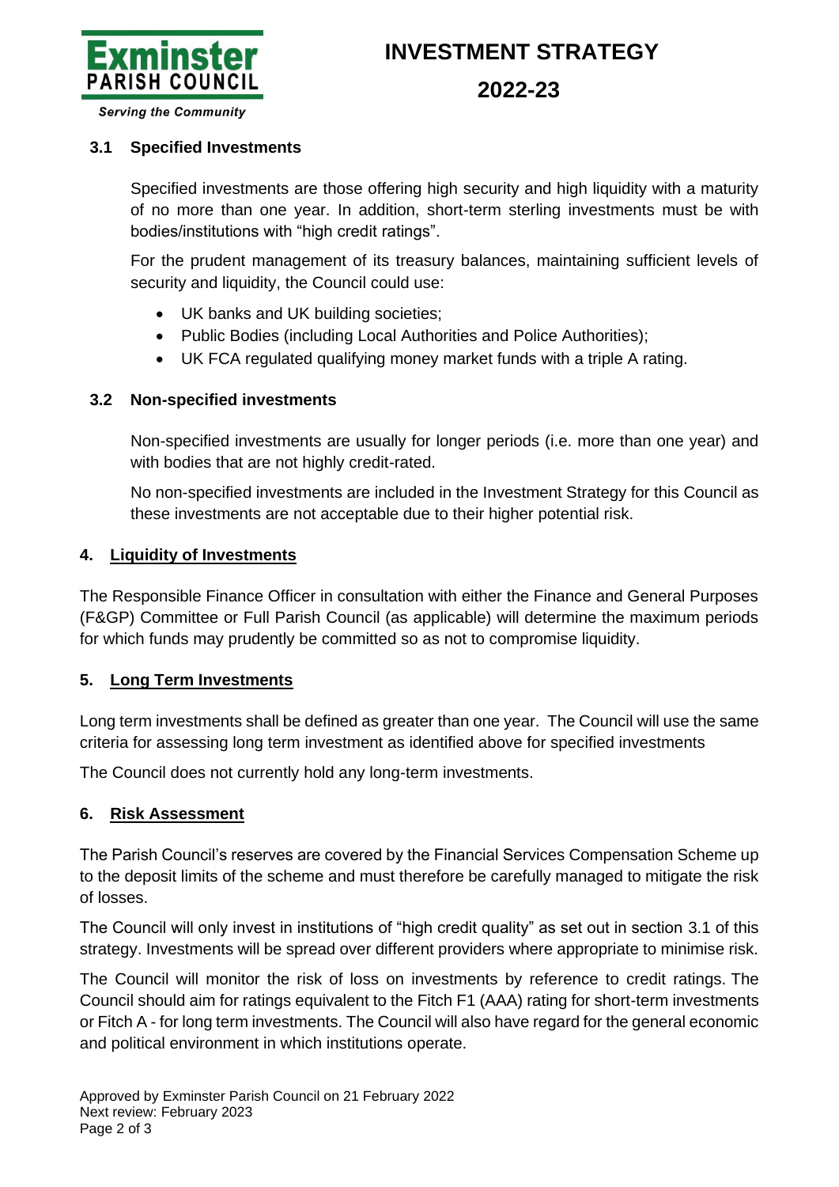### 3.1 Specified Investments

Specified investments are those offering high security and high liquidity with a maturity of no more than one year. In addition, short-term sterling investments must be with bodies/institutions with "high credit ratings".

For the prudent management of its treasury balances, maintaining sufficient levels of security and liquidity, the Council could use:

- UK banks and UK building societies;
- Public Bodies (including Local Authorities and Police Authorities);
- UK FCA regulated qualifying money market funds with a triple A rating.

### 3.2 Non-specified investments

Non-specified investments are usually for longer periods (i.e. more than one year) and with bodies that are not highly credit-rated.

No non-specified investments are included in the Investment Strategy for this Council as these investments are not acceptable due to their higher potential risk.

## 4. Liquidity of Investments

The Responsible Finance Officer in consultation with either the Finance and General Purposes (F&GP) Committee or Full Parish Council (as applicable) will determine the maximum periods for which funds may prudently be committed so as not to compromise liquidity.

## 5. Long Term Investments

Long term investments shall be defined as greater than one year. The Council will use the same criteria for assessing long term investment as identified above for specified investments

The Council does not currently hold any long-term investments.

## 6. Risk Assessment

The Parish Council's reserves are covered by the Financial Services Compensation Scheme up to the deposit limits of the scheme and must therefore be carefully managed to mitigate the risk of losses.

The Council will only invest in institutions of "high credit quality" as set out in section 3.1 of this strategy. Investments will be spread over different providers where appropriate to minimise risk.

The Council will monitor the risk of loss on investments by reference to credit ratings. The Council should aim for ratings equivalent to the Fitch F1 (AAA) rating for short-term investments or Fitch A - for long term investments. The Council will also have regard for the general economic and political environment in which institutions operate.

Approved by Exminster Parish Council on 21 February 2022
Next review: February 2023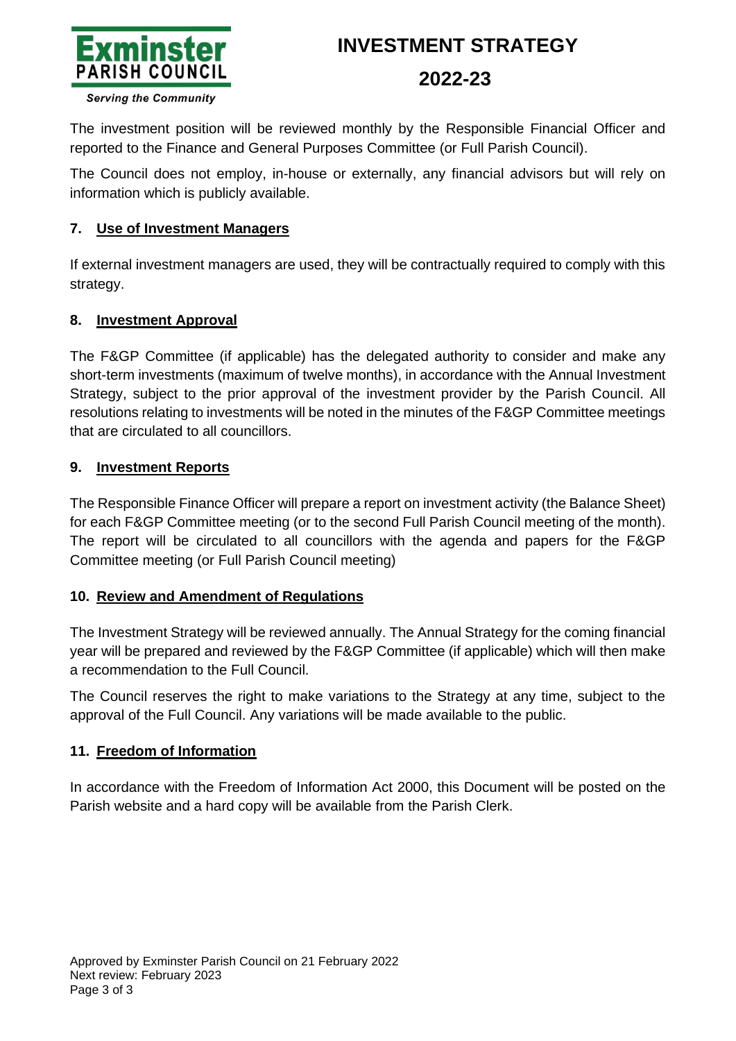The investment position will be reviewed monthly by the Responsible Financial Officer and reported to the Finance and General Purposes Committee (or Full Parish Council).

The Council does not employ, in-house or externally, any financial advisors but will rely on information which is publicly available.

## 7. Use of Investment Managers

If external investment managers are used, they will be contractually required to comply with this strategy.

## 8. Investment Approval

The F&GP Committee (if applicable) has the delegated authority to consider and make any short-term investments (maximum of twelve months), in accordance with the Annual Investment Strategy, subject to the prior approval of the investment provider by the Parish Council. All resolutions relating to investments will be noted in the minutes of the F&GP Committee meetings that are circulated to all councillors.

## 9. Investment Reports

The Responsible Finance Officer will prepare a report on investment activity (the Balance Sheet) for each F&GP Committee meeting (or to the second Full Parish Council meeting of the month). The report will be circulated to all councillors with the agenda and papers for the F&GP Committee meeting (or Full Parish Council meeting)

## 10. Review and Amendment of Regulations

The Investment Strategy will be reviewed annually. The Annual Strategy for the coming financial year will be prepared and reviewed by the F&GP Committee (if applicable) which will then make a recommendation to the Full Council.

The Council reserves the right to make variations to the Strategy at any time, subject to the approval of the Full Council. Any variations will be made available to the public.

## 11. Freedom of Information

In accordance with the Freedom of Information Act 2000, this Document will be posted on the Parish website and a hard copy will be available from the Parish Clerk.

Approved by Exminster Parish Council on 21 February 2022
Next review: February 2023